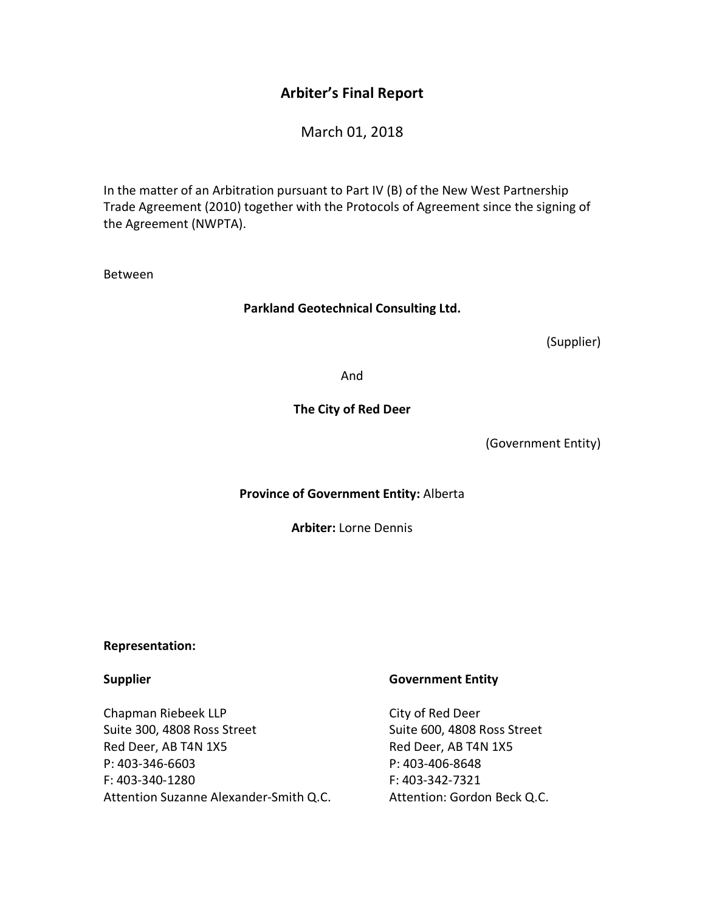# Arbiter's Final Report

March 01, 2018

In the matter of an Arbitration pursuant to Part IV (B) of the New West Partnership Trade Agreement (2010) together with the Protocols of Agreement since the signing of the Agreement (NWPTA).

Between

**Parkland Geotechnical Consulting Ltd.**

(Supplier)

And

**The City of Red Deer**

(Government Entity)

**Province of Government Entity:** Alberta

**Arbiter:** Lorne Dennis

**Representation:**

**Supplier**

Chapman Riebeek LLP
Suite 300, 4808 Ross Street
Red Deer, AB T4N 1X5
P: 403-346-6603
F: 403-340-1280
Attention Suzanne Alexander-Smith Q.C.

**Government Entity**

City of Red Deer
Suite 600, 4808 Ross Street
Red Deer, AB T4N 1X5
P: 403-406-8648
F: 403-342-7321
Attention: Gordon Beck Q.C.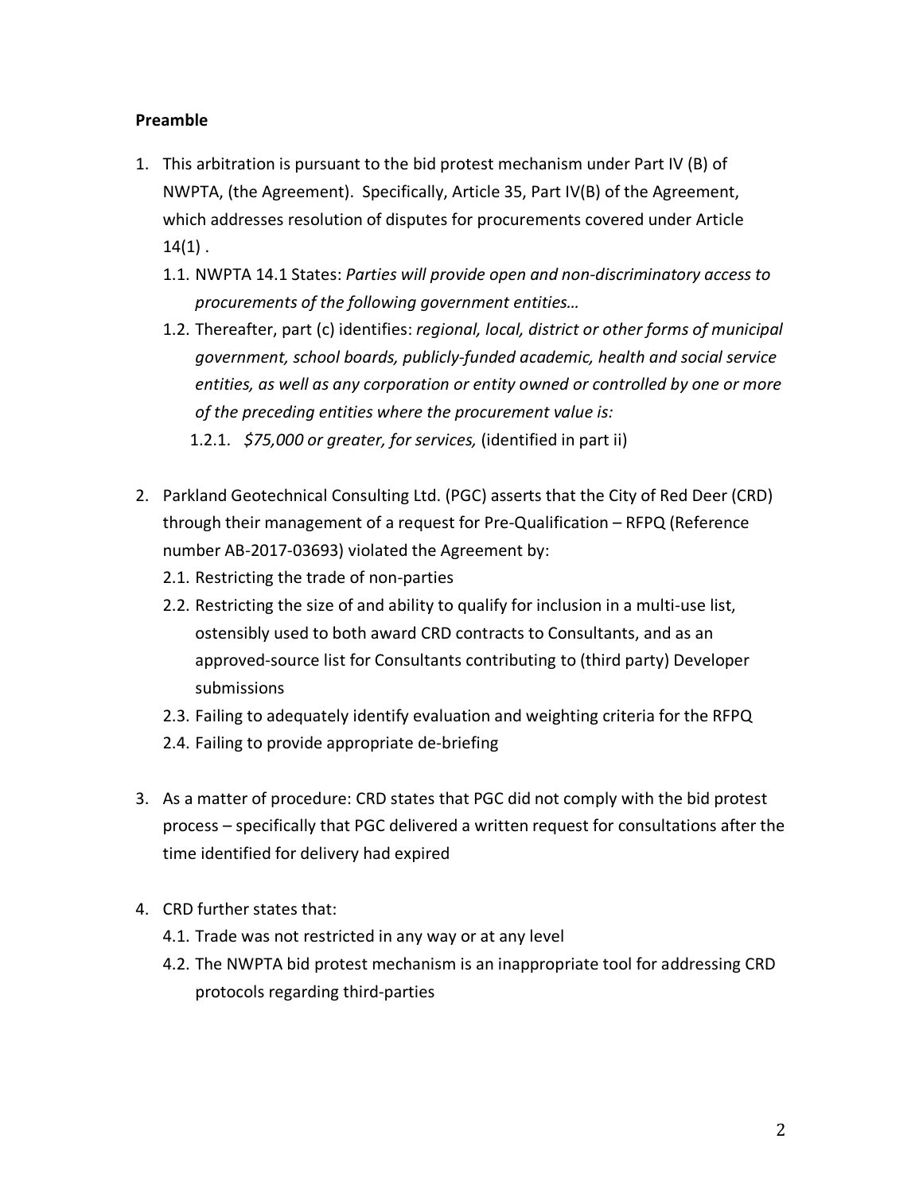**Preamble**

1. This arbitration is pursuant to the bid protest mechanism under Part IV (B) of NWPTA, (the Agreement). Specifically, Article 35, Part IV(B) of the Agreement, which addresses resolution of disputes for procurements covered under Article 14(1) .
   1.1. NWPTA 14.1 States: *Parties will provide open and non-discriminatory access to procurements of the following government entities…*
   1.2. Thereafter, part (c) identifies: *regional, local, district or other forms of municipal government, school boards, publicly-funded academic, health and social service entities, as well as any corporation or entity owned or controlled by one or more of the preceding entities where the procurement value is:*
      1.2.1. *$75,000 or greater, for services,* (identified in part ii)

2. Parkland Geotechnical Consulting Ltd. (PGC) asserts that the City of Red Deer (CRD) through their management of a request for Pre-Qualification – RFPQ (Reference number AB-2017-03693) violated the Agreement by:
   2.1. Restricting the trade of non-parties
   2.2. Restricting the size of and ability to qualify for inclusion in a multi-use list, ostensibly used to both award CRD contracts to Consultants, and as an approved-source list for Consultants contributing to (third party) Developer submissions
   2.3. Failing to adequately identify evaluation and weighting criteria for the RFPQ
   2.4. Failing to provide appropriate de-briefing

3. As a matter of procedure: CRD states that PGC did not comply with the bid protest process – specifically that PGC delivered a written request for consultations after the time identified for delivery had expired

4. CRD further states that:
   4.1. Trade was not restricted in any way or at any level
   4.2. The NWPTA bid protest mechanism is an inappropriate tool for addressing CRD protocols regarding third-parties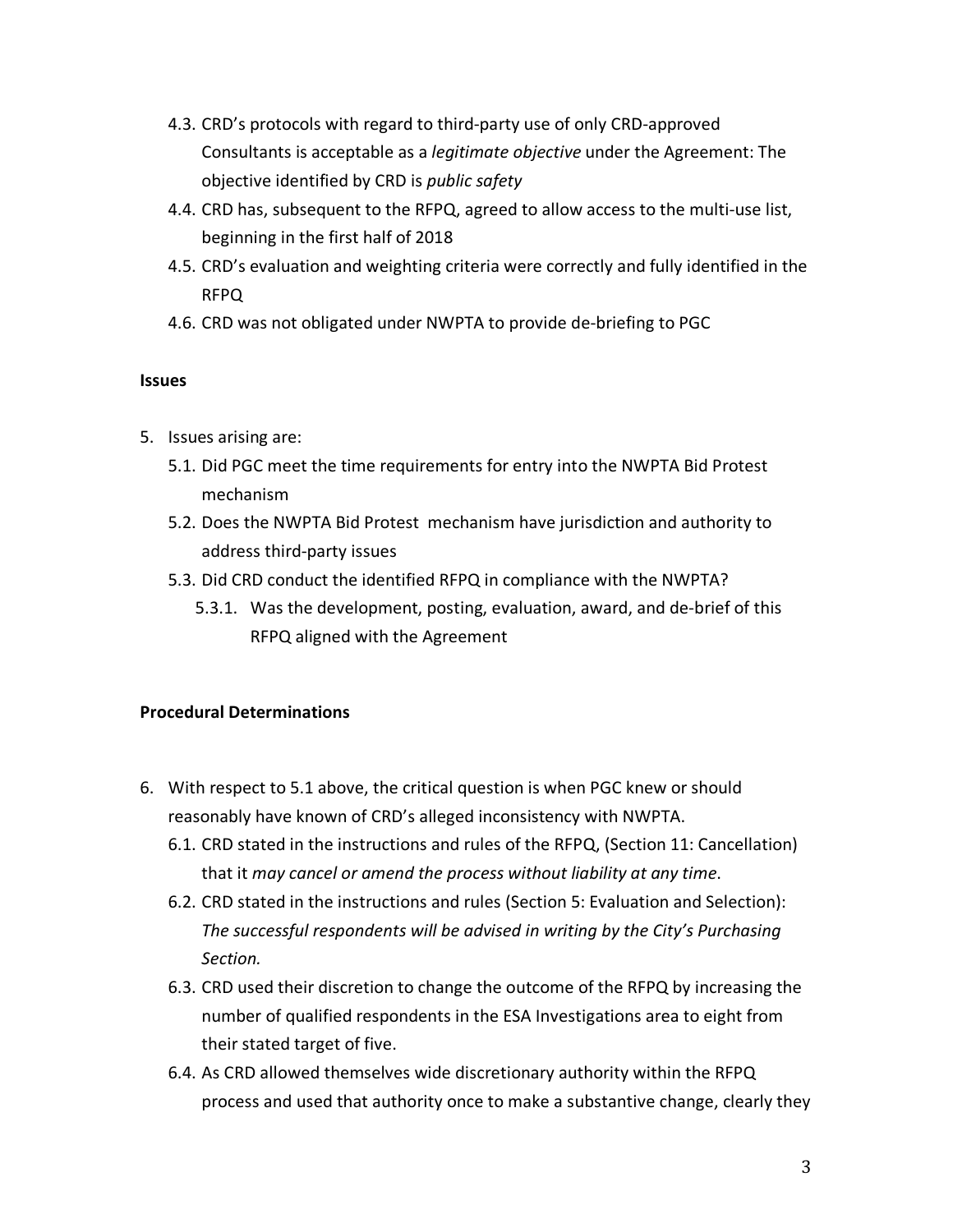4.3. CRD's protocols with regard to third-party use of only CRD-approved Consultants is acceptable as a *legitimate objective* under the Agreement: The objective identified by CRD is *public safety*

4.4. CRD has, subsequent to the RFPQ, agreed to allow access to the multi-use list, beginning in the first half of 2018

4.5. CRD's evaluation and weighting criteria were correctly and fully identified in the RFPQ

4.6. CRD was not obligated under NWPTA to provide de-briefing to PGC

**Issues**

5. Issues arising are:
   5.1. Did PGC meet the time requirements for entry into the NWPTA Bid Protest mechanism
   5.2. Does the NWPTA Bid Protest mechanism have jurisdiction and authority to address third-party issues
   5.3. Did CRD conduct the identified RFPQ in compliance with the NWPTA?
      5.3.1. Was the development, posting, evaluation, award, and de-brief of this RFPQ aligned with the Agreement

**Procedural Determinations**

6. With respect to 5.1 above, the critical question is when PGC knew or should reasonably have known of CRD's alleged inconsistency with NWPTA.
   6.1. CRD stated in the instructions and rules of the RFPQ, (Section 11: Cancellation) that it *may cancel or amend the process without liability at any time*.
   6.2. CRD stated in the instructions and rules (Section 5: Evaluation and Selection): *The successful respondents will be advised in writing by the City's Purchasing Section.*
   6.3. CRD used their discretion to change the outcome of the RFPQ by increasing the number of qualified respondents in the ESA Investigations area to eight from their stated target of five.
   6.4. As CRD allowed themselves wide discretionary authority within the RFPQ process and used that authority once to make a substantive change, clearly they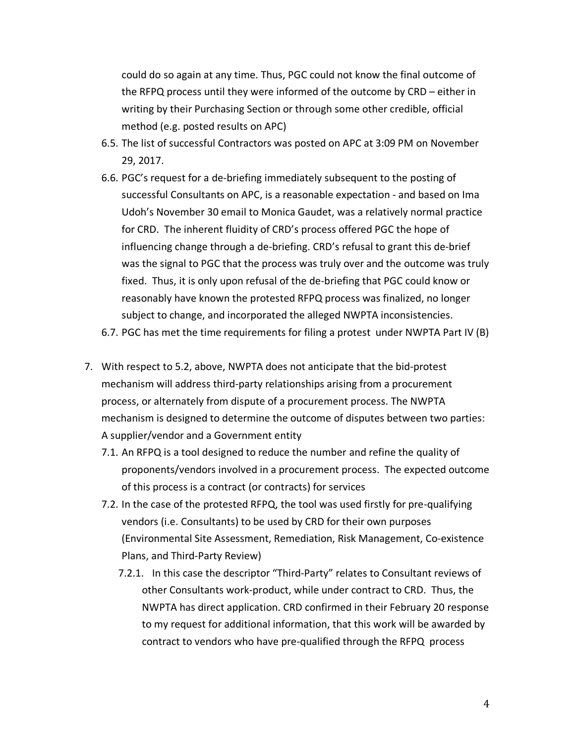could do so again at any time. Thus, PGC could not know the final outcome of the RFPQ process until they were informed of the outcome by CRD – either in writing by their Purchasing Section or through some other credible, official method (e.g. posted results on APC)

6.5. The list of successful Contractors was posted on APC at 3:09 PM on November 29, 2017.

6.6. PGC's request for a de-briefing immediately subsequent to the posting of successful Consultants on APC, is a reasonable expectation - and based on Ima Udoh's November 30 email to Monica Gaudet, was a relatively normal practice for CRD. The inherent fluidity of CRD's process offered PGC the hope of influencing change through a de-briefing. CRD's refusal to grant this de-brief was the signal to PGC that the process was truly over and the outcome was truly fixed. Thus, it is only upon refusal of the de-briefing that PGC could know or reasonably have known the protested RFPQ process was finalized, no longer subject to change, and incorporated the alleged NWPTA inconsistencies.

6.7. PGC has met the time requirements for filing a protest under NWPTA Part IV (B)

7. With respect to 5.2, above, NWPTA does not anticipate that the bid-protest mechanism will address third-party relationships arising from a procurement process, or alternately from dispute of a procurement process. The NWPTA mechanism is designed to determine the outcome of disputes between two parties: A supplier/vendor and a Government entity

   7.1. An RFPQ is a tool designed to reduce the number and refine the quality of proponents/vendors involved in a procurement process. The expected outcome of this process is a contract (or contracts) for services

   7.2. In the case of the protested RFPQ, the tool was used firstly for pre-qualifying vendors (i.e. Consultants) to be used by CRD for their own purposes (Environmental Site Assessment, Remediation, Risk Management, Co-existence Plans, and Third-Party Review)

      7.2.1. In this case the descriptor "Third-Party" relates to Consultant reviews of other Consultants work-product, while under contract to CRD. Thus, the NWPTA has direct application. CRD confirmed in their February 20 response to my request for additional information, that this work will be awarded by contract to vendors who have pre-qualified through the RFPQ process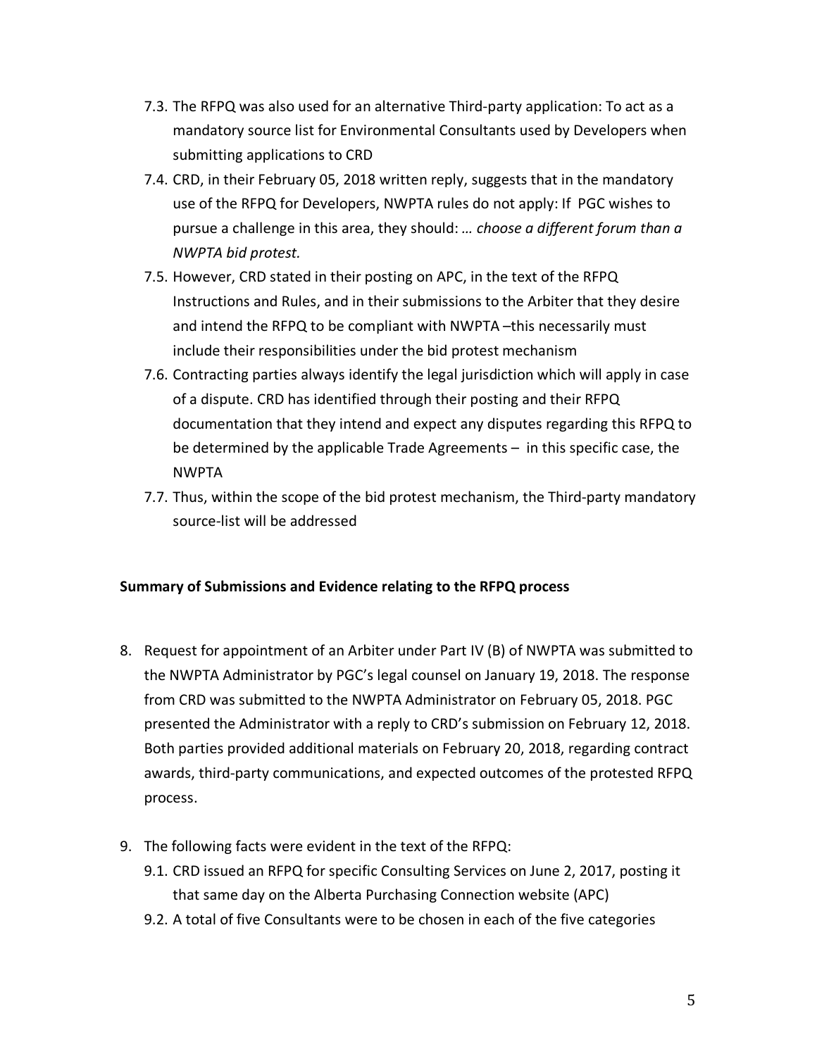7.3. The RFPQ was also used for an alternative Third-party application: To act as a mandatory source list for Environmental Consultants used by Developers when submitting applications to CRD

7.4. CRD, in their February 05, 2018 written reply, suggests that in the mandatory use of the RFPQ for Developers, NWPTA rules do not apply: If PGC wishes to pursue a challenge in this area, they should: *… choose a different forum than a NWPTA bid protest.*

7.5. However, CRD stated in their posting on APC, in the text of the RFPQ Instructions and Rules, and in their submissions to the Arbiter that they desire and intend the RFPQ to be compliant with NWPTA –this necessarily must include their responsibilities under the bid protest mechanism

7.6. Contracting parties always identify the legal jurisdiction which will apply in case of a dispute. CRD has identified through their posting and their RFPQ documentation that they intend and expect any disputes regarding this RFPQ to be determined by the applicable Trade Agreements – in this specific case, the NWPTA

7.7. Thus, within the scope of the bid protest mechanism, the Third-party mandatory source-list will be addressed

**Summary of Submissions and Evidence relating to the RFPQ process**

8. Request for appointment of an Arbiter under Part IV (B) of NWPTA was submitted to the NWPTA Administrator by PGC's legal counsel on January 19, 2018. The response from CRD was submitted to the NWPTA Administrator on February 05, 2018. PGC presented the Administrator with a reply to CRD's submission on February 12, 2018. Both parties provided additional materials on February 20, 2018, regarding contract awards, third-party communications, and expected outcomes of the protested RFPQ process.

9. The following facts were evident in the text of the RFPQ:

   9.1. CRD issued an RFPQ for specific Consulting Services on June 2, 2017, posting it that same day on the Alberta Purchasing Connection website (APC)

   9.2. A total of five Consultants were to be chosen in each of the five categories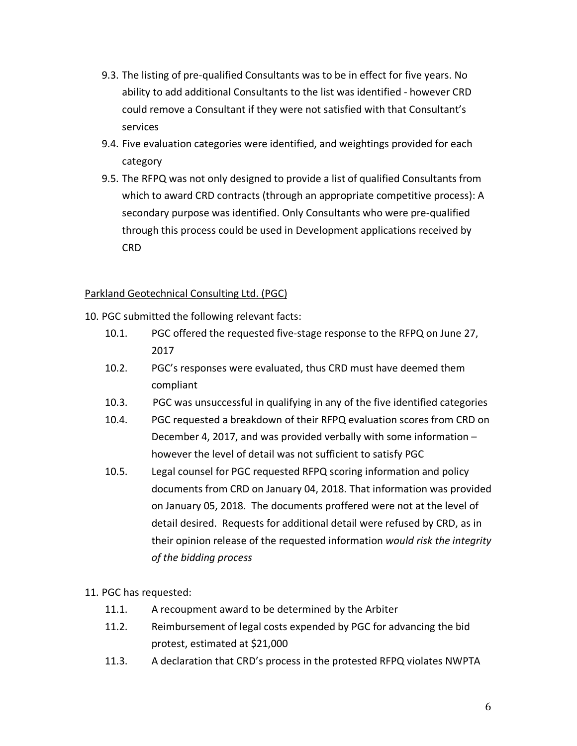9.3. The listing of pre-qualified Consultants was to be in effect for five years. No ability to add additional Consultants to the list was identified - however CRD could remove a Consultant if they were not satisfied with that Consultant's services

9.4. Five evaluation categories were identified, and weightings provided for each category

9.5. The RFPQ was not only designed to provide a list of qualified Consultants from which to award CRD contracts (through an appropriate competitive process): A secondary purpose was identified. Only Consultants who were pre-qualified through this process could be used in Development applications received by CRD

<u>Parkland Geotechnical Consulting Ltd. (PGC)</u>

10. PGC submitted the following relevant facts:

10.1. PGC offered the requested five-stage response to the RFPQ on June 27, 2017

10.2. PGC's responses were evaluated, thus CRD must have deemed them compliant

10.3. PGC was unsuccessful in qualifying in any of the five identified categories

10.4. PGC requested a breakdown of their RFPQ evaluation scores from CRD on December 4, 2017, and was provided verbally with some information – however the level of detail was not sufficient to satisfy PGC

10.5. Legal counsel for PGC requested RFPQ scoring information and policy documents from CRD on January 04, 2018. That information was provided on January 05, 2018. The documents proffered were not at the level of detail desired. Requests for additional detail were refused by CRD, as in their opinion release of the requested information *would risk the integrity of the bidding process*

11. PGC has requested:

11.1. A recoupment award to be determined by the Arbiter

11.2. Reimbursement of legal costs expended by PGC for advancing the bid protest, estimated at $21,000

11.3. A declaration that CRD's process in the protested RFPQ violates NWPTA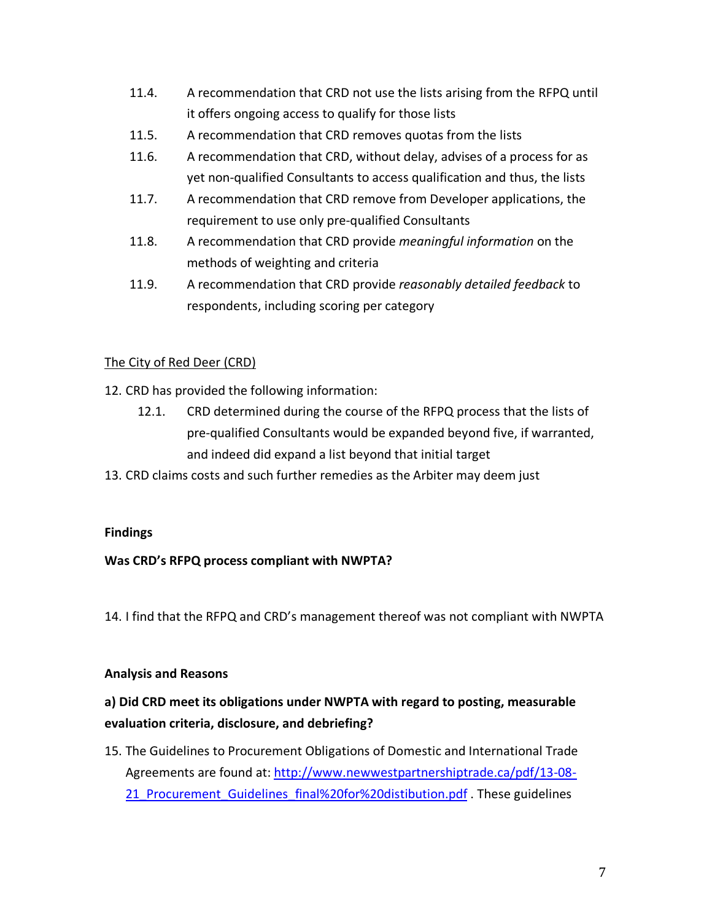11.4. A recommendation that CRD not use the lists arising from the RFPQ until it offers ongoing access to qualify for those lists

11.5. A recommendation that CRD removes quotas from the lists

11.6. A recommendation that CRD, without delay, advises of a process for as yet non-qualified Consultants to access qualification and thus, the lists

11.7. A recommendation that CRD remove from Developer applications, the requirement to use only pre-qualified Consultants

11.8. A recommendation that CRD provide *meaningful information* on the methods of weighting and criteria

11.9. A recommendation that CRD provide *reasonably detailed feedback* to respondents, including scoring per category

<u>The City of Red Deer (CRD)</u>

12. CRD has provided the following information:

    12.1. CRD determined during the course of the RFPQ process that the lists of pre-qualified Consultants would be expanded beyond five, if warranted, and indeed did expand a list beyond that initial target

13. CRD claims costs and such further remedies as the Arbiter may deem just

**Findings**

**Was CRD's RFPQ process compliant with NWPTA?**

14. I find that the RFPQ and CRD's management thereof was not compliant with NWPTA

**Analysis and Reasons**

**a) Did CRD meet its obligations under NWPTA with regard to posting, measurable evaluation criteria, disclosure, and debriefing?**

15. The Guidelines to Procurement Obligations of Domestic and International Trade Agreements are found at: [http://www.newwestpartnershiptrade.ca/pdf/13-08-21_Procurement_Guidelines_final%20for%20distibution.pdf](http://www.newwestpartnershiptrade.ca/pdf/13-08-21_Procurement_Guidelines_final%20for%20distibution.pdf) . These guidelines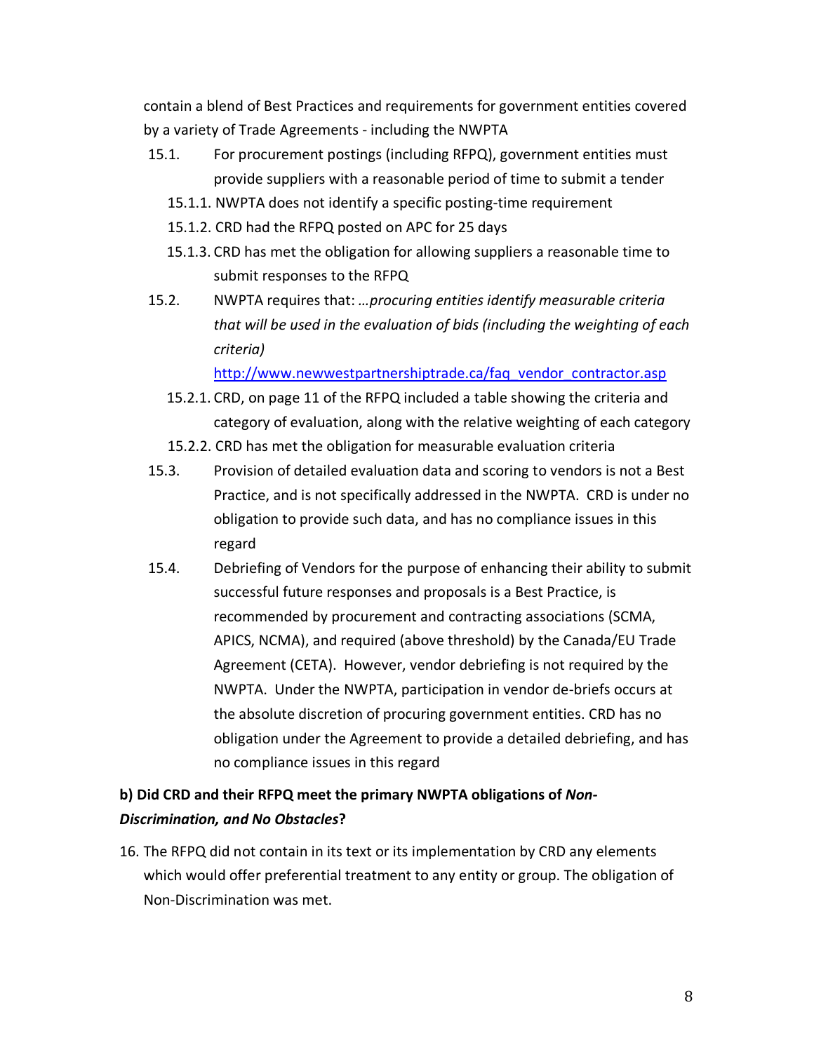contain a blend of Best Practices and requirements for government entities covered by a variety of Trade Agreements - including the NWPTA

15.1. For procurement postings (including RFPQ), government entities must provide suppliers with a reasonable period of time to submit a tender

15.1.1. NWPTA does not identify a specific posting-time requirement

15.1.2. CRD had the RFPQ posted on APC for 25 days

15.1.3. CRD has met the obligation for allowing suppliers a reasonable time to submit responses to the RFPQ

15.2. NWPTA requires that: *…procuring entities identify measurable criteria that will be used in the evaluation of bids (including the weighting of each criteria)*
[http://www.newwestpartnershiptrade.ca/faq_vendor_contractor.asp](http://www.newwestpartnershiptrade.ca/faq_vendor_contractor.asp)

15.2.1. CRD, on page 11 of the RFPQ included a table showing the criteria and category of evaluation, along with the relative weighting of each category

15.2.2. CRD has met the obligation for measurable evaluation criteria

15.3. Provision of detailed evaluation data and scoring to vendors is not a Best Practice, and is not specifically addressed in the NWPTA. CRD is under no obligation to provide such data, and has no compliance issues in this regard

15.4. Debriefing of Vendors for the purpose of enhancing their ability to submit successful future responses and proposals is a Best Practice, is recommended by procurement and contracting associations (SCMA, APICS, NCMA), and required (above threshold) by the Canada/EU Trade Agreement (CETA). However, vendor debriefing is not required by the NWPTA. Under the NWPTA, participation in vendor de-briefs occurs at the absolute discretion of procuring government entities. CRD has no obligation under the Agreement to provide a detailed debriefing, and has no compliance issues in this regard

**b) Did CRD and their RFPQ meet the primary NWPTA obligations of *Non-Discrimination, and No Obstacles*?**

16. The RFPQ did not contain in its text or its implementation by CRD any elements which would offer preferential treatment to any entity or group. The obligation of Non-Discrimination was met.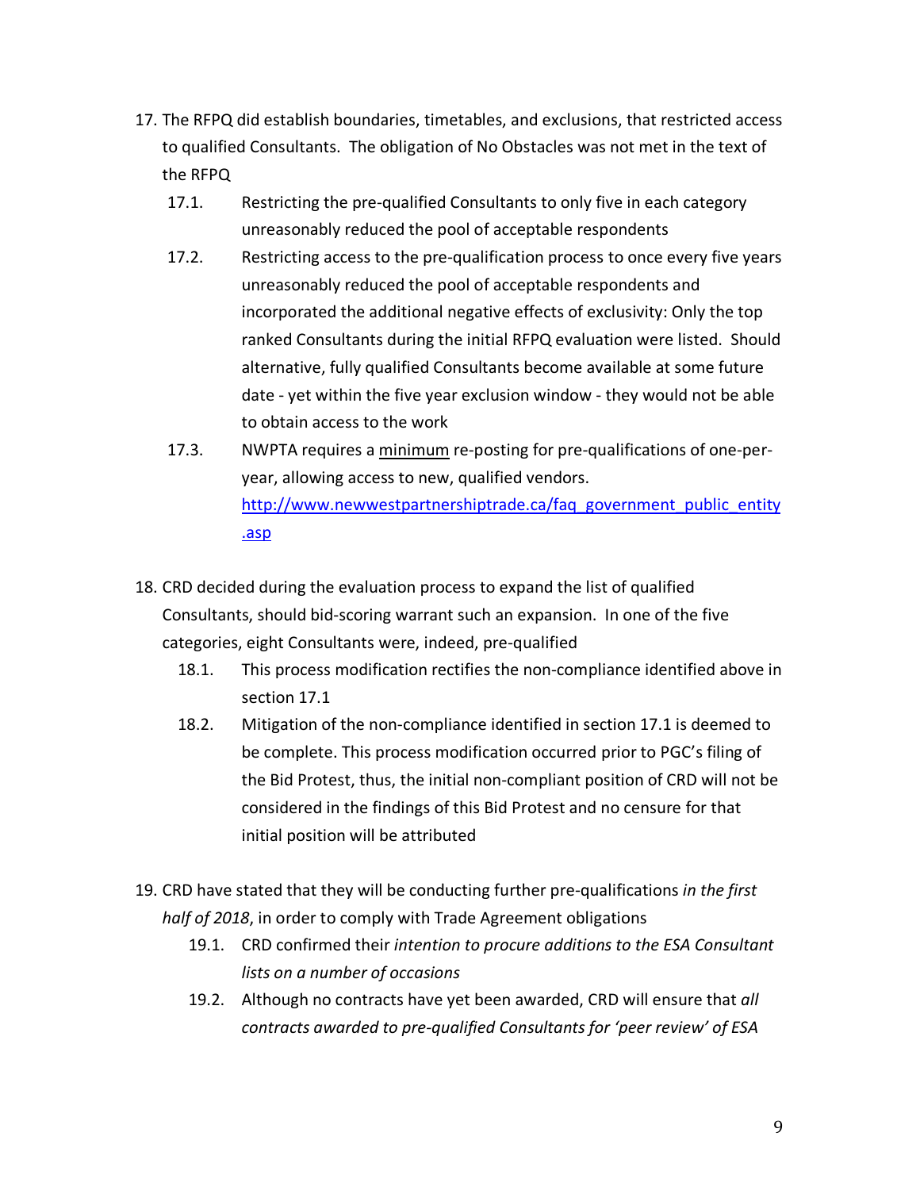17. The RFPQ did establish boundaries, timetables, and exclusions, that restricted access to qualified Consultants. The obligation of No Obstacles was not met in the text of the RFPQ
    - 17.1. Restricting the pre-qualified Consultants to only five in each category unreasonably reduced the pool of acceptable respondents
    - 17.2. Restricting access to the pre-qualification process to once every five years unreasonably reduced the pool of acceptable respondents and incorporated the additional negative effects of exclusivity: Only the top ranked Consultants during the initial RFPQ evaluation were listed. Should alternative, fully qualified Consultants become available at some future date - yet within the five year exclusion window - they would not be able to obtain access to the work
    - 17.3. NWPTA requires a <u>minimum</u> re-posting for pre-qualifications of one-per-year, allowing access to new, qualified vendors. [http://www.newwestpartnershiptrade.ca/faq_government_public_entity.asp](http://www.newwestpartnershiptrade.ca/faq_government_public_entity.asp)

18. CRD decided during the evaluation process to expand the list of qualified Consultants, should bid-scoring warrant such an expansion. In one of the five categories, eight Consultants were, indeed, pre-qualified
    - 18.1. This process modification rectifies the non-compliance identified above in section 17.1
    - 18.2. Mitigation of the non-compliance identified in section 17.1 is deemed to be complete. This process modification occurred prior to PGC's filing of the Bid Protest, thus, the initial non-compliant position of CRD will not be considered in the findings of this Bid Protest and no censure for that initial position will be attributed

19. CRD have stated that they will be conducting further pre-qualifications *in the first half of 2018*, in order to comply with Trade Agreement obligations
    - 19.1. CRD confirmed their *intention to procure additions to the ESA Consultant lists on a number of occasions*
    - 19.2. Although no contracts have yet been awarded, CRD will ensure that *all contracts awarded to pre-qualified Consultants for 'peer review' of ESA*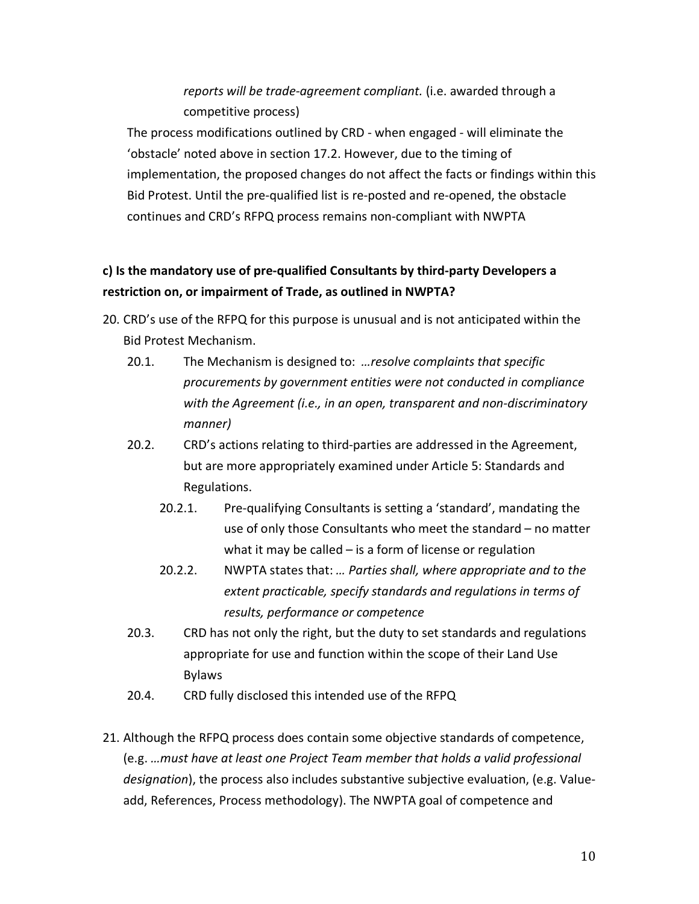*reports will be trade-agreement compliant.* (i.e. awarded through a competitive process)

The process modifications outlined by CRD - when engaged - will eliminate the 'obstacle' noted above in section 17.2. However, due to the timing of implementation, the proposed changes do not affect the facts or findings within this Bid Protest. Until the pre-qualified list is re-posted and re-opened, the obstacle continues and CRD's RFPQ process remains non-compliant with NWPTA

**c) Is the mandatory use of pre-qualified Consultants by third-party Developers a restriction on, or impairment of Trade, as outlined in NWPTA?**

20. CRD's use of the RFPQ for this purpose is unusual and is not anticipated within the Bid Protest Mechanism.
    - 20.1. The Mechanism is designed to: *…resolve complaints that specific procurements by government entities were not conducted in compliance with the Agreement (i.e., in an open, transparent and non-discriminatory manner)*
    - 20.2. CRD's actions relating to third-parties are addressed in the Agreement, but are more appropriately examined under Article 5: Standards and Regulations.
        - 20.2.1. Pre-qualifying Consultants is setting a 'standard', mandating the use of only those Consultants who meet the standard – no matter what it may be called – is a form of license or regulation
        - 20.2.2. NWPTA states that: *… Parties shall, where appropriate and to the extent practicable, specify standards and regulations in terms of results, performance or competence*
    - 20.3. CRD has not only the right, but the duty to set standards and regulations appropriate for use and function within the scope of their Land Use Bylaws
    - 20.4. CRD fully disclosed this intended use of the RFPQ

21. Although the RFPQ process does contain some objective standards of competence, (e.g. *…must have at least one Project Team member that holds a valid professional designation*), the process also includes substantive subjective evaluation, (e.g. Value-add, References, Process methodology). The NWPTA goal of competence and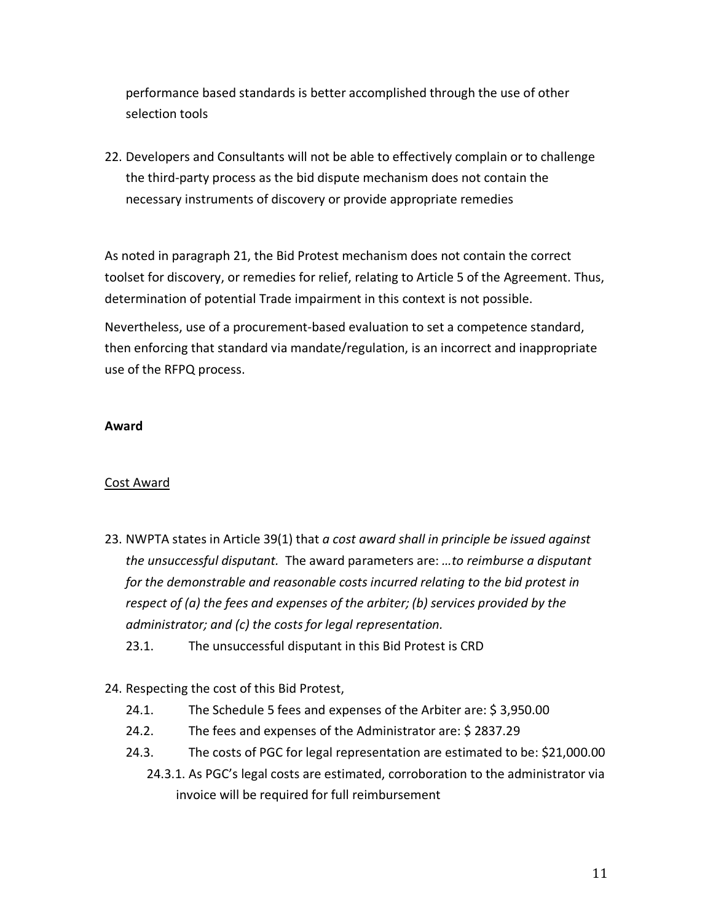performance based standards is better accomplished through the use of other selection tools

22. Developers and Consultants will not be able to effectively complain or to challenge the third-party process as the bid dispute mechanism does not contain the necessary instruments of discovery or provide appropriate remedies

As noted in paragraph 21, the Bid Protest mechanism does not contain the correct toolset for discovery, or remedies for relief, relating to Article 5 of the Agreement. Thus, determination of potential Trade impairment in this context is not possible.

Nevertheless, use of a procurement-based evaluation to set a competence standard, then enforcing that standard via mandate/regulation, is an incorrect and inappropriate use of the RFPQ process.

**Award**

<u>Cost Award</u>

23. NWPTA states in Article 39(1) that *a cost award shall in principle be issued against the unsuccessful disputant.* The award parameters are: *…to reimburse a disputant for the demonstrable and reasonable costs incurred relating to the bid protest in respect of (a) the fees and expenses of the arbiter; (b) services provided by the administrator; and (c) the costs for legal representation.*
    - 23.1. The unsuccessful disputant in this Bid Protest is CRD

24. Respecting the cost of this Bid Protest,
    - 24.1. The Schedule 5 fees and expenses of the Arbiter are: $ 3,950.00
    - 24.2. The fees and expenses of the Administrator are: $ 2837.29
    - 24.3. The costs of PGC for legal representation are estimated to be: $21,000.00
        - 24.3.1. As PGC's legal costs are estimated, corroboration to the administrator via invoice will be required for full reimbursement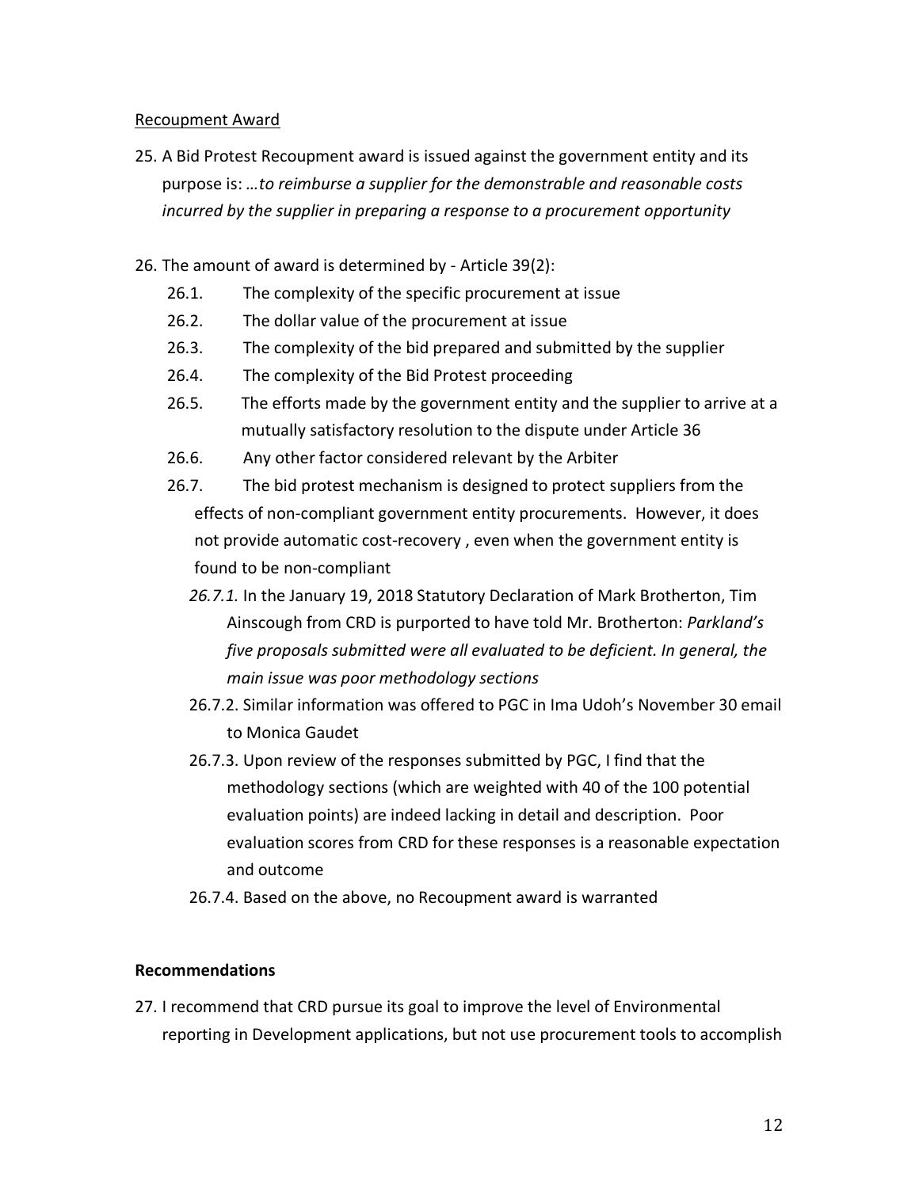Recoupment Award

25. A Bid Protest Recoupment award is issued against the government entity and its purpose is: *…to reimburse a supplier for the demonstrable and reasonable costs incurred by the supplier in preparing a response to a procurement opportunity*

26. The amount of award is determined by - Article 39(2):
    - 26.1. The complexity of the specific procurement at issue
    - 26.2. The dollar value of the procurement at issue
    - 26.3. The complexity of the bid prepared and submitted by the supplier
    - 26.4. The complexity of the Bid Protest proceeding
    - 26.5. The efforts made by the government entity and the supplier to arrive at a mutually satisfactory resolution to the dispute under Article 36
    - 26.6. Any other factor considered relevant by the Arbiter
    - 26.7. The bid protest mechanism is designed to protect suppliers from the effects of non-compliant government entity procurements. However, it does not provide automatic cost-recovery , even when the government entity is found to be non-compliant
        - *26.7.1.* In the January 19, 2018 Statutory Declaration of Mark Brotherton, Tim Ainscough from CRD is purported to have told Mr. Brotherton: *Parkland's five proposals submitted were all evaluated to be deficient. In general, the main issue was poor methodology sections*
        - 26.7.2. Similar information was offered to PGC in Ima Udoh's November 30 email to Monica Gaudet
        - 26.7.3. Upon review of the responses submitted by PGC, I find that the methodology sections (which are weighted with 40 of the 100 potential evaluation points) are indeed lacking in detail and description. Poor evaluation scores from CRD for these responses is a reasonable expectation and outcome
        - 26.7.4. Based on the above, no Recoupment award is warranted

**Recommendations**

27. I recommend that CRD pursue its goal to improve the level of Environmental reporting in Development applications, but not use procurement tools to accomplish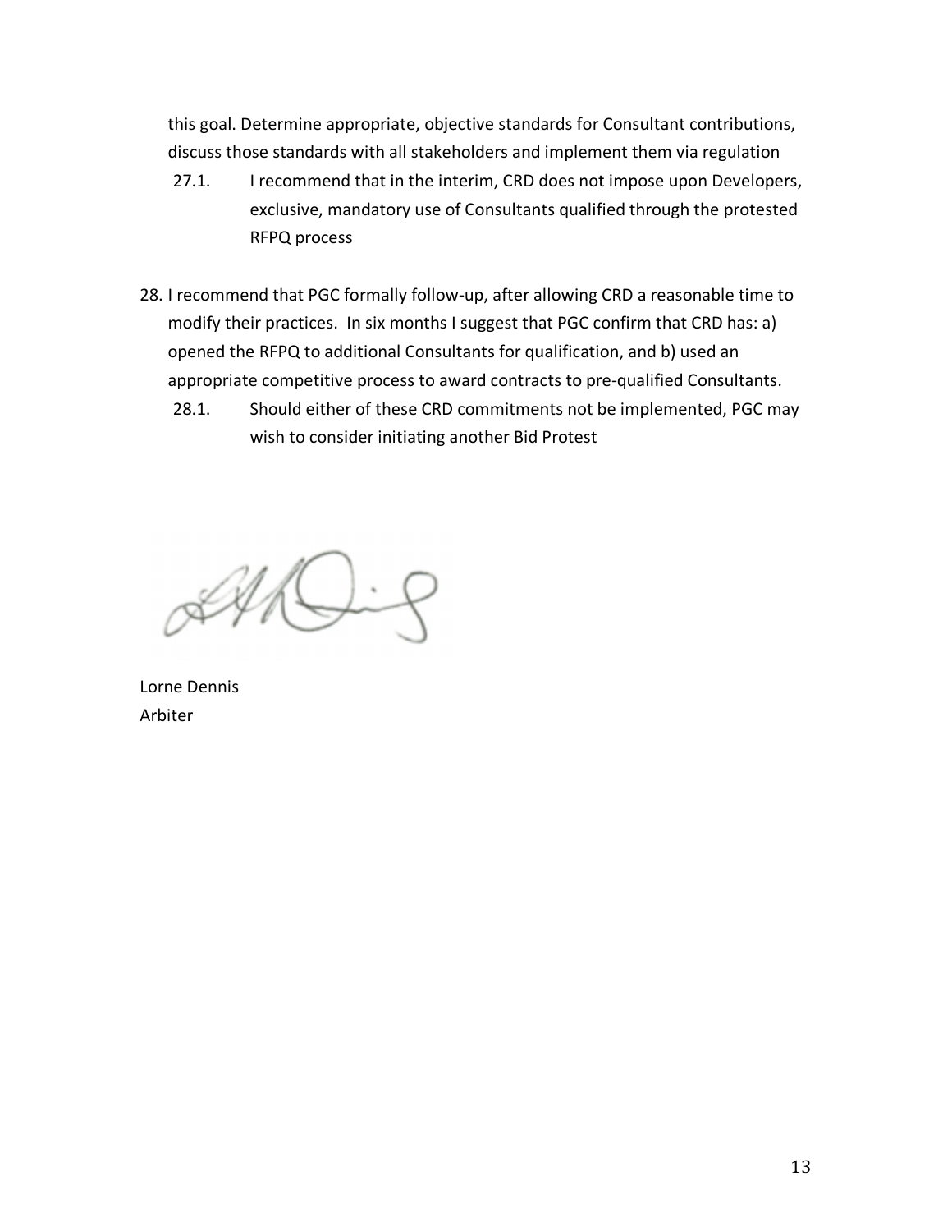this goal. Determine appropriate, objective standards for Consultant contributions, discuss those standards with all stakeholders and implement them via regulation

27.1. I recommend that in the interim, CRD does not impose upon Developers, exclusive, mandatory use of Consultants qualified through the protested RFPQ process

28. I recommend that PGC formally follow-up, after allowing CRD a reasonable time to modify their practices. In six months I suggest that PGC confirm that CRD has: a) opened the RFPQ to additional Consultants for qualification, and b) used an appropriate competitive process to award contracts to pre-qualified Consultants.

28.1. Should either of these CRD commitments not be implemented, PGC may wish to consider initiating another Bid Protest

Lorne Dennis
Arbiter